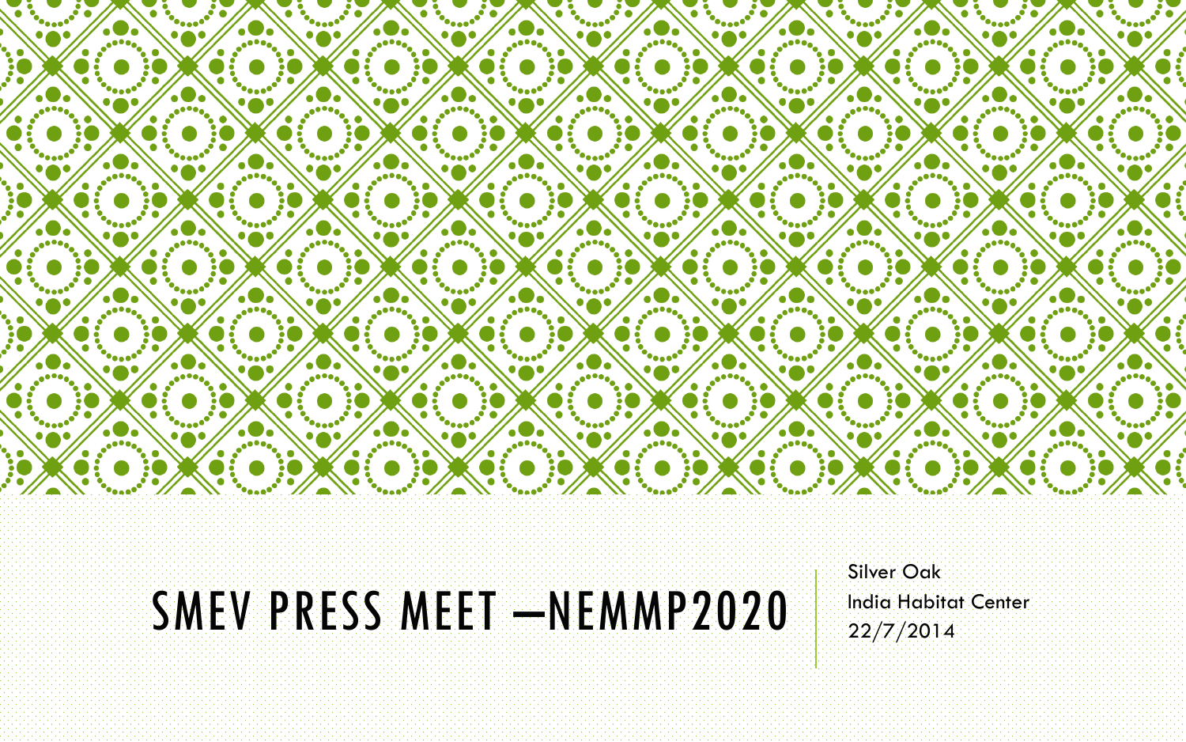# SMEV PRESS MEET –NEMMP2020

Silver Oak
India Habitat Center
22/7/2014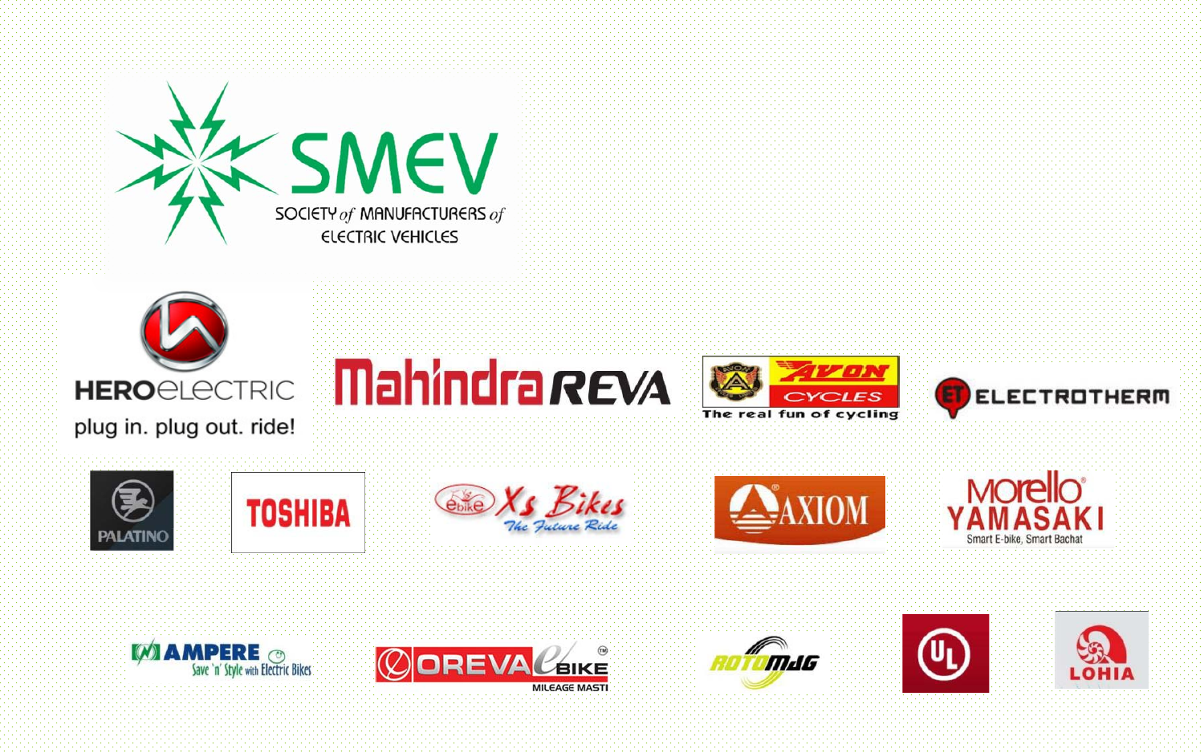SMEV

SOCIETY of MANUFACTURERS of ELECTRIC VEHICLES

HERO ELECTRIC
plug in. plug out. ride!

Mahindra REVA

AVON CYCLES
The real fun of cycling

ELECTROTHERM

PALATINO

TOSHIBA

ebike Xs Bikes
The Future Ride

AXIOM

Morello YAMASAKI
Smart E-bike, Smart Bachat

AMPERE
Save 'n' Style with Electric Bikes

OREVA eBIKE
MILEAGE MASTI

ROTOMAG

UL

LOHIA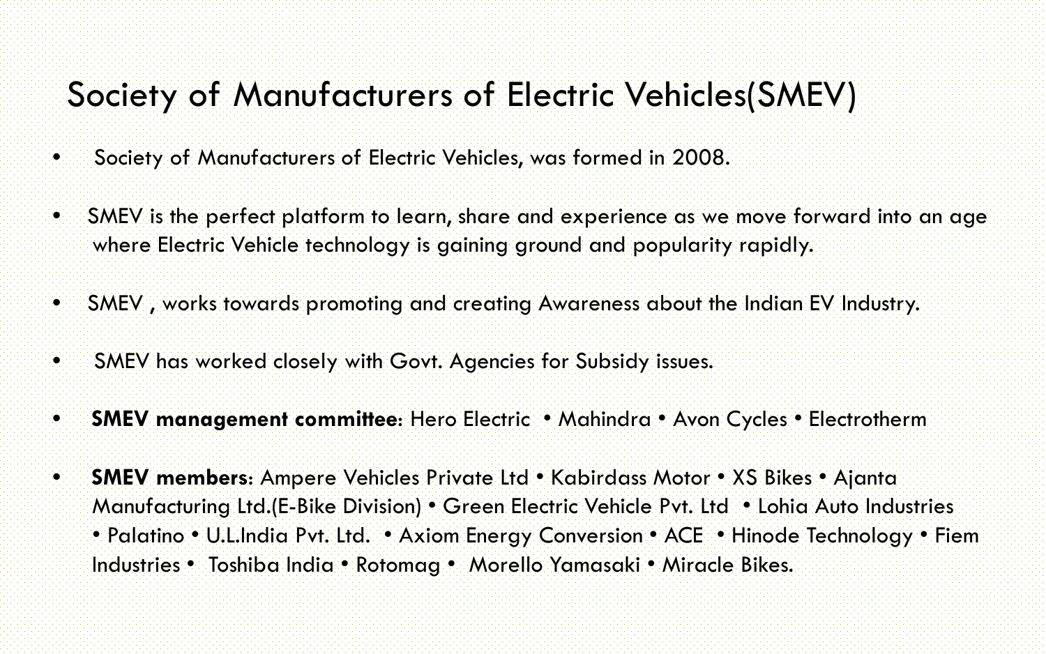# Society of Manufacturers of Electric Vehicles(SMEV)

- Society of Manufacturers of Electric Vehicles, was formed in 2008.
- SMEV is the perfect platform to learn, share and experience as we move forward into an age where Electric Vehicle technology is gaining ground and popularity rapidly.
- SMEV , works towards promoting and creating Awareness about the Indian EV Industry.
- SMEV has worked closely with Govt. Agencies for Subsidy issues.
- **SMEV management committee**: Hero Electric • Mahindra • Avon Cycles • Electrotherm
- **SMEV members**: Ampere Vehicles Private Ltd • Kabirdass Motor • XS Bikes • Ajanta Manufacturing Ltd.(E-Bike Division) • Green Electric Vehicle Pvt. Ltd • Lohia Auto Industries • Palatino • U.L.India Pvt. Ltd. • Axiom Energy Conversion • ACE • Hinode Technology • Fiem Industries • Toshiba India • Rotomag • Morello Yamasaki • Miracle Bikes.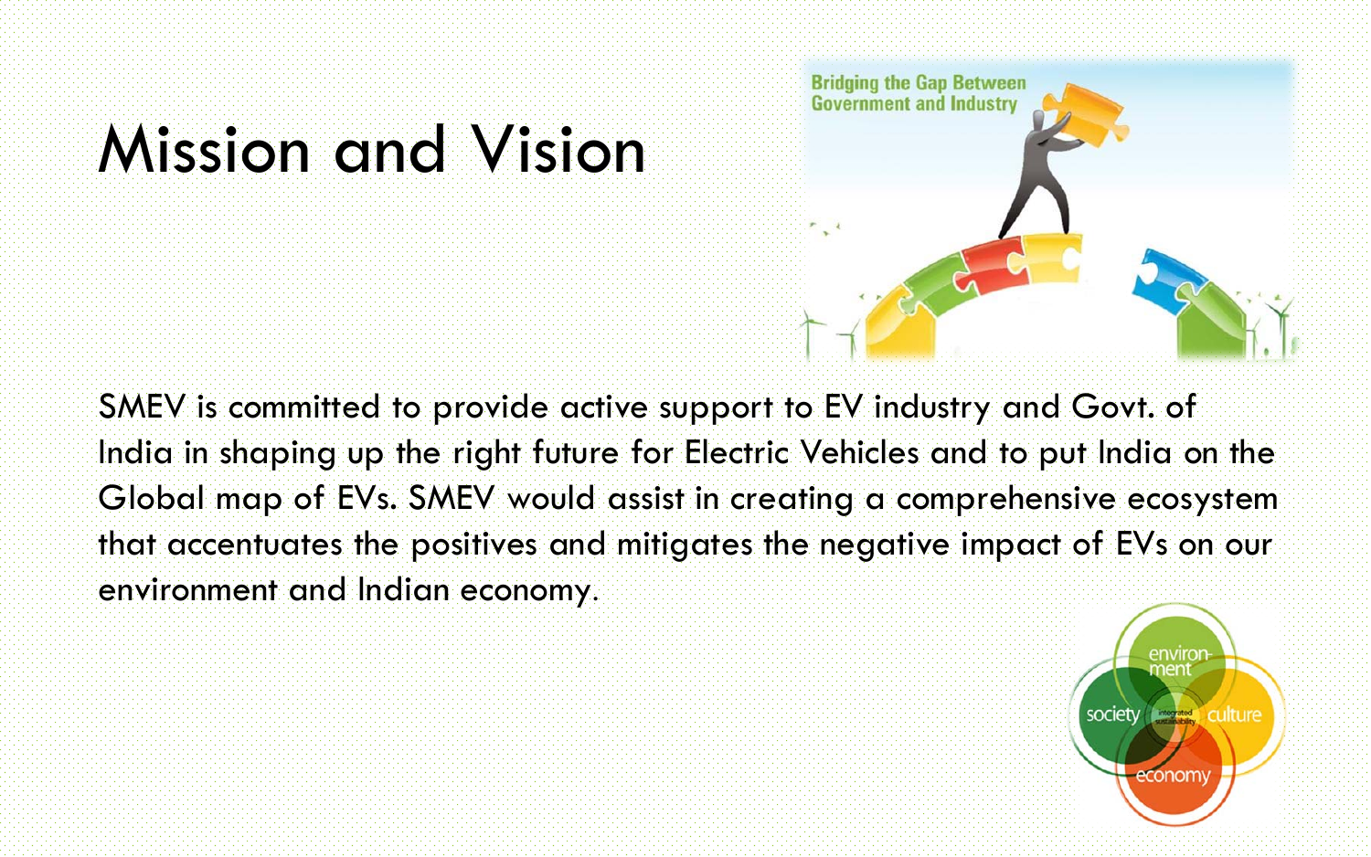# Mission and Vision

SMEV is committed to provide active support to EV industry and Govt. of India in shaping up the right future for Electric Vehicles and to put India on the Global map of EVs. SMEV would assist in creating a comprehensive ecosystem that accentuates the positives and mitigates the negative impact of EVs on our environment and Indian economy.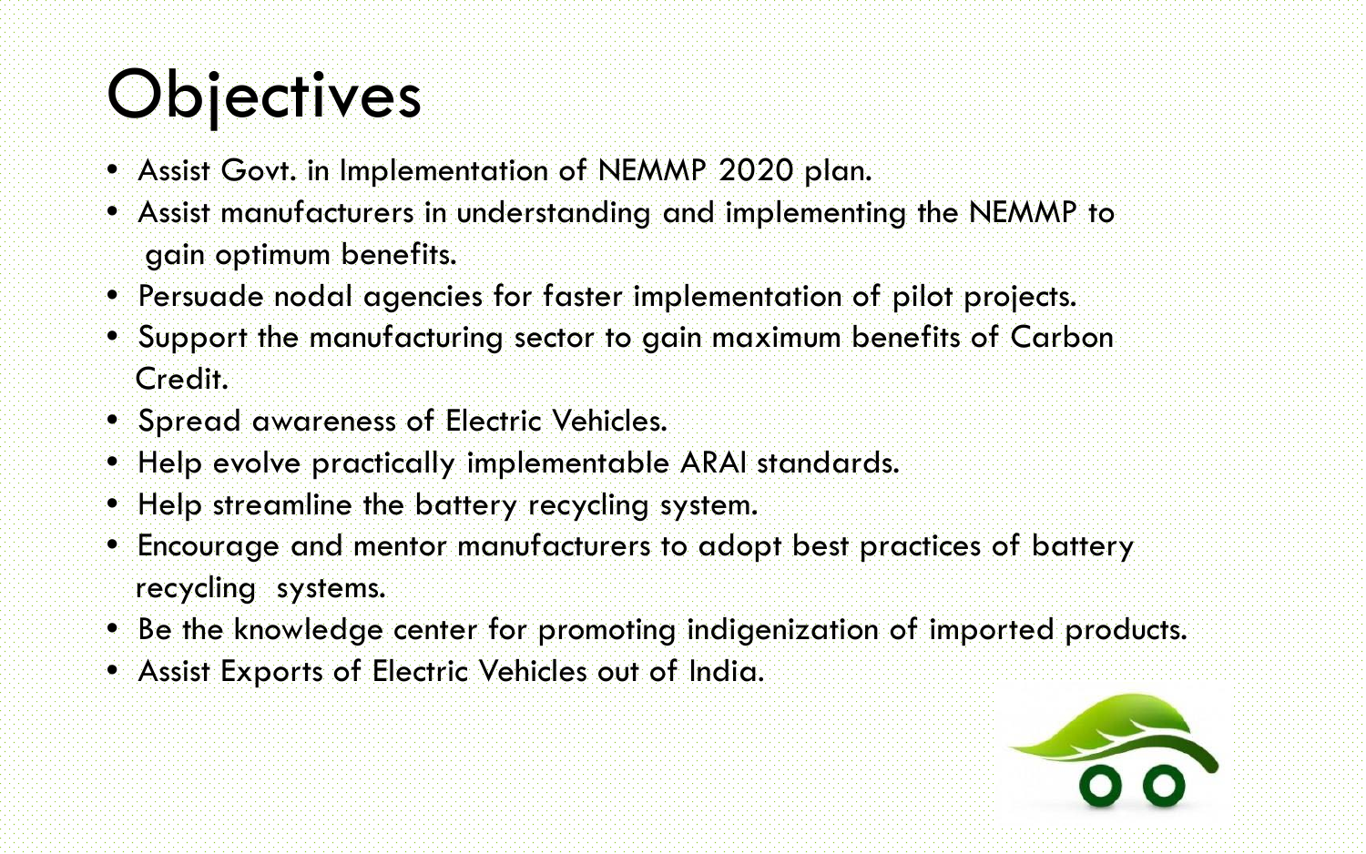# Objectives

- Assist Govt. in Implementation of NEMMP 2020 plan.
- Assist manufacturers in understanding and implementing the NEMMP to gain optimum benefits.
- Persuade nodal agencies for faster implementation of pilot projects.
- Support the manufacturing sector to gain maximum benefits of Carbon Credit.
- Spread awareness of Electric Vehicles.
- Help evolve practically implementable ARAI standards.
- Help streamline the battery recycling system.
- Encourage and mentor manufacturers to adopt best practices of battery recycling systems.
- Be the knowledge center for promoting indigenization of imported products.
- Assist Exports of Electric Vehicles out of India.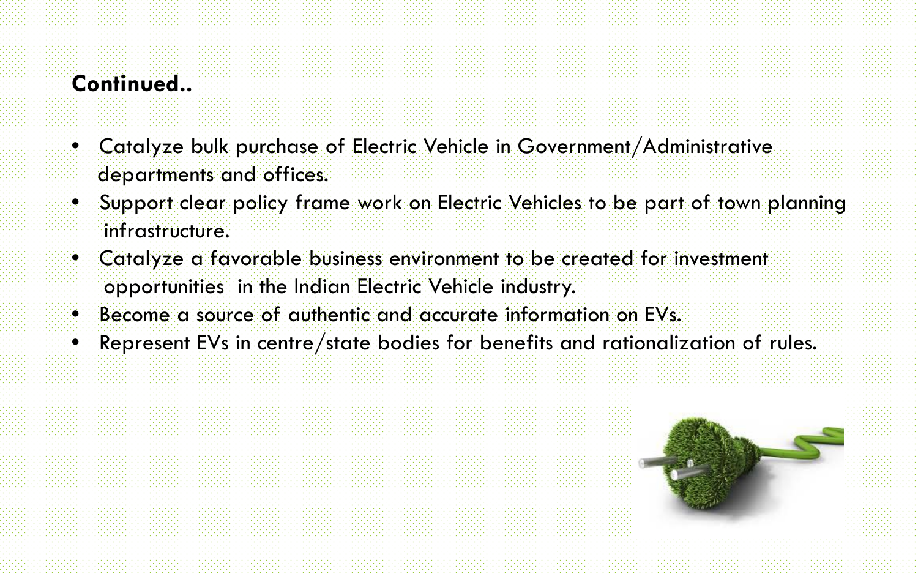**Continued..**

- Catalyze bulk purchase of Electric Vehicle in Government/Administrative departments and offices.
- Support clear policy frame work on Electric Vehicles to be part of town planning infrastructure.
- Catalyze a favorable business environment to be created for investment opportunities in the Indian Electric Vehicle industry.
- Become a source of authentic and accurate information on EVs.
- Represent EVs in centre/state bodies for benefits and rationalization of rules.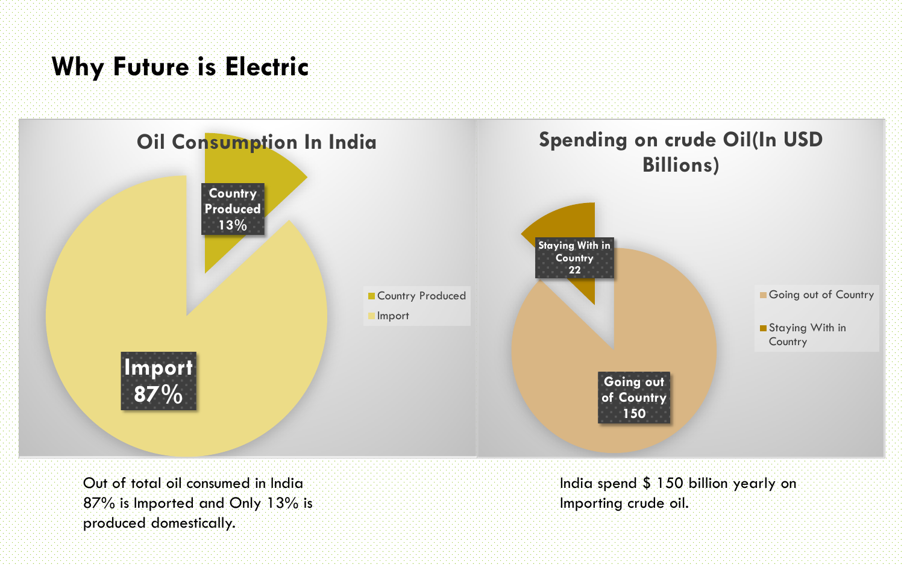# Why Future is Electric

**Oil Consumption In India**

- Country Produced 13%
- Import 87%

**Spending on crude Oil(In USD Billions)**

- Going out of Country 150
- Staying With in Country 22

Out of total oil consumed in India 87% is Imported and Only 13% is produced domestically.

India spend $ 150 billion yearly on Importing crude oil.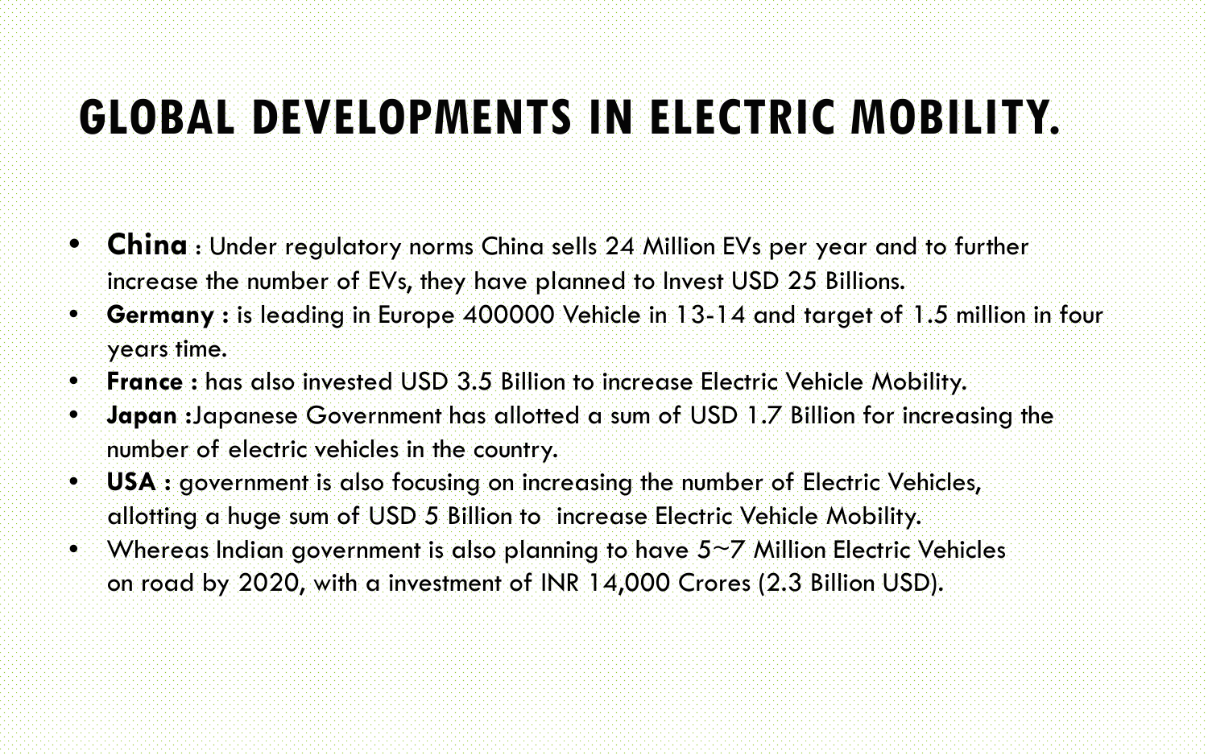# GLOBAL DEVELOPMENTS IN ELECTRIC MOBILITY.

- **China** : Under regulatory norms China sells 24 Million EVs per year and to further increase the number of EVs, they have planned to Invest USD 25 Billions.
- **Germany :** is leading in Europe 400000 Vehicle in 13-14 and target of 1.5 million in four years time.
- **France :** has also invested USD 3.5 Billion to increase Electric Vehicle Mobility.
- **Japan :**Japanese Government has allotted a sum of USD 1.7 Billion for increasing the number of electric vehicles in the country.
- **USA :** government is also focusing on increasing the number of Electric Vehicles, allotting a huge sum of USD 5 Billion to increase Electric Vehicle Mobility.
- Whereas Indian government is also planning to have 5~7 Million Electric Vehicles on road by 2020, with a investment of INR 14,000 Crores (2.3 Billion USD).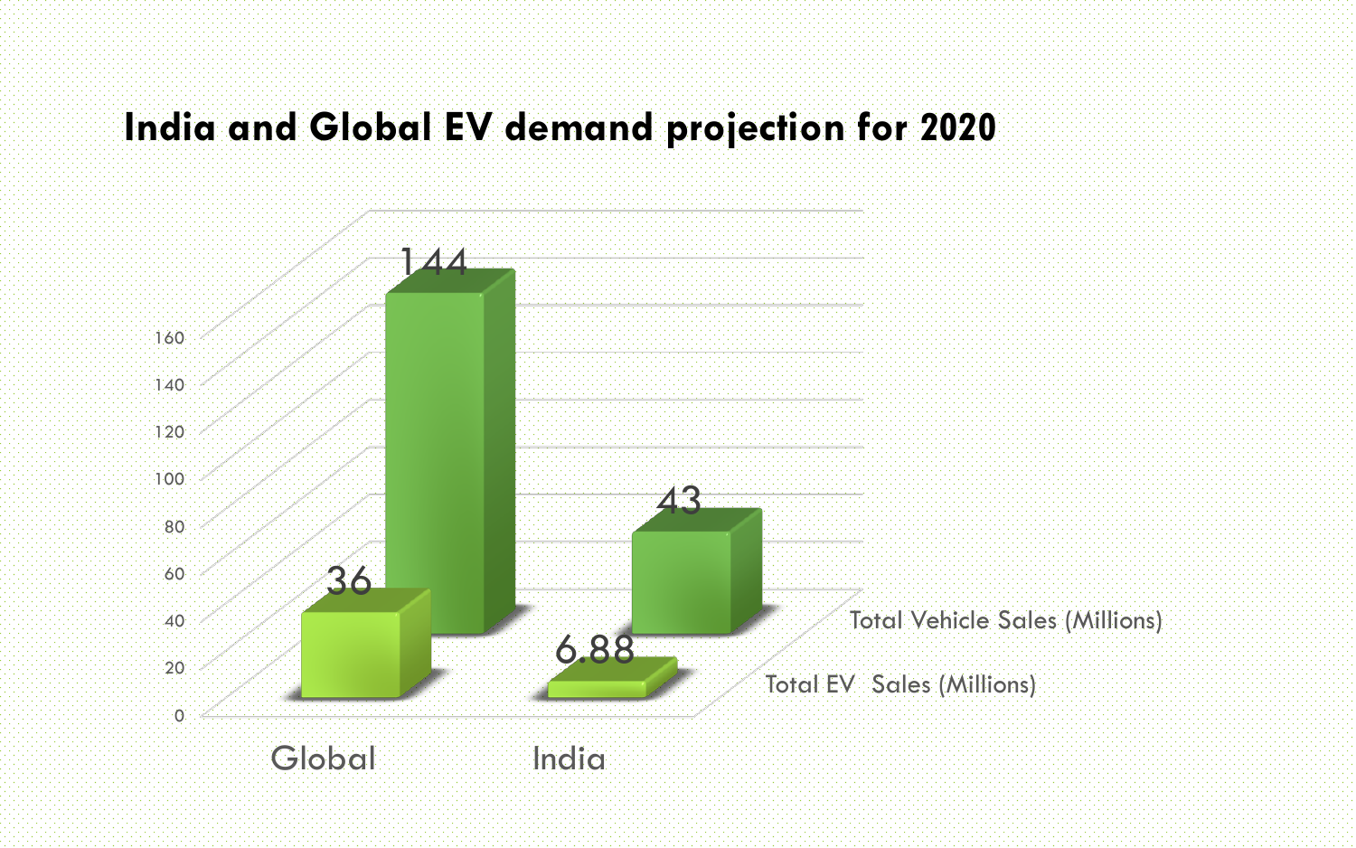# India and Global EV demand projection for 2020

| | Global | India |
| --- | --- | --- |
| Total EV Sales (Millions) | 36 | 6.88 |
| Total Vehicle Sales (Millions) | 144 | 43 |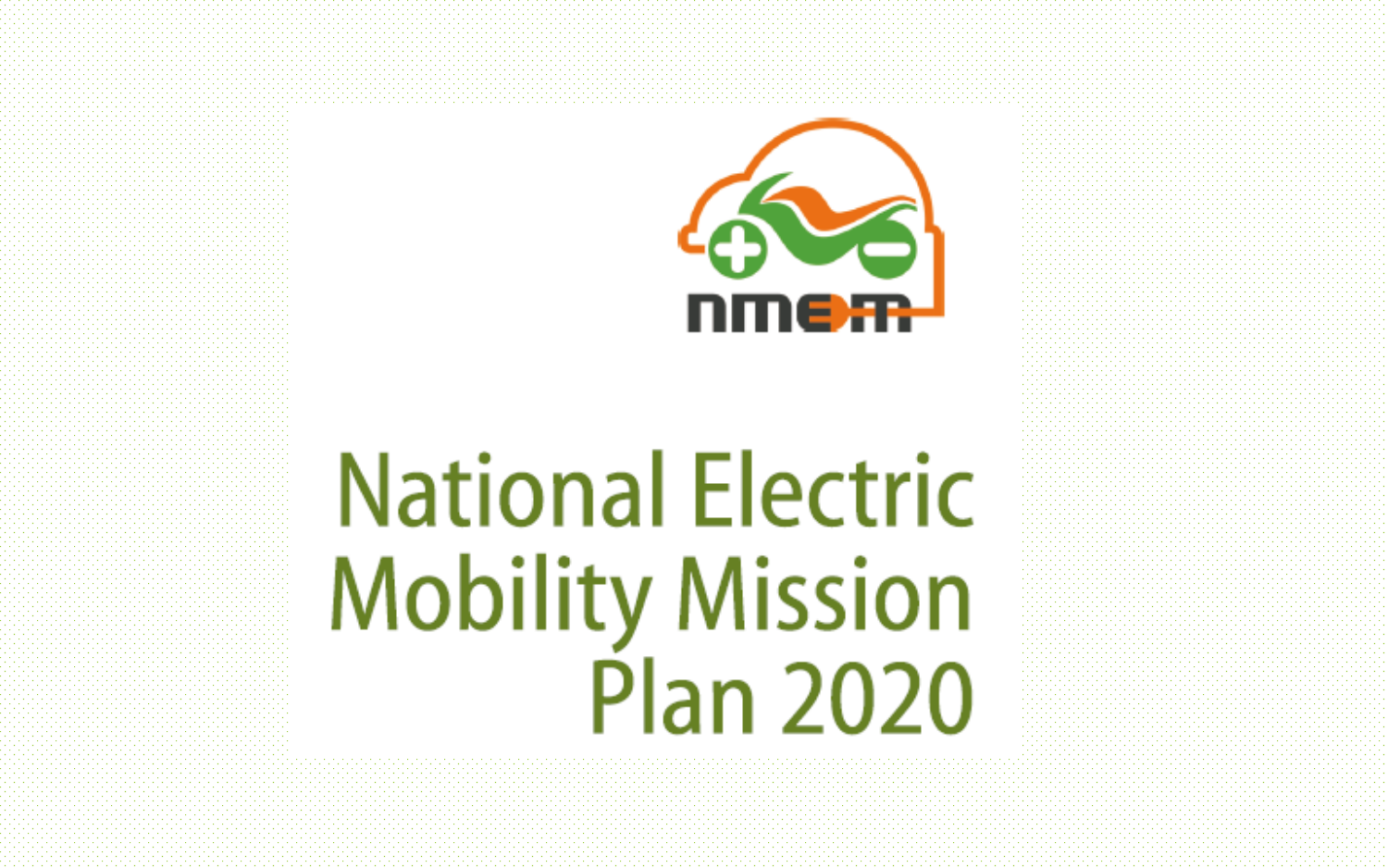nmem

# National Electric Mobility Mission Plan 2020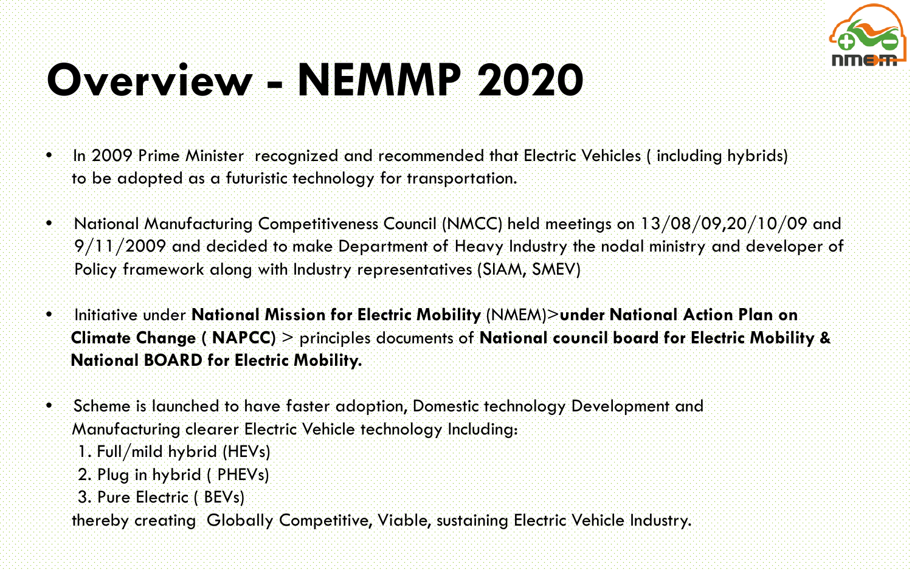# Overview - NEMMP 2020

- In 2009 Prime Minister recognized and recommended that Electric Vehicles ( including hybrids) to be adopted as a futuristic technology for transportation.
- National Manufacturing Competitiveness Council (NMCC) held meetings on 13/08/09,20/10/09 and 9/11/2009 and decided to make Department of Heavy Industry the nodal ministry and developer of Policy framework along with Industry representatives (SIAM, SMEV)
- Initiative under **National Mission for Electric Mobility** (NMEM)>**under National Action Plan on Climate Change ( NAPCC)** > principles documents of **National council board for Electric Mobility & National BOARD for Electric Mobility.**
- Scheme is launched to have faster adoption, Domestic technology Development and Manufacturing clearer Electric Vehicle technology Including:
  1. Full/mild hybrid (HEVs)
  2. Plug in hybrid ( PHEVs)
  3. Pure Electric ( BEVs)

  thereby creating Globally Competitive, Viable, sustaining Electric Vehicle Industry.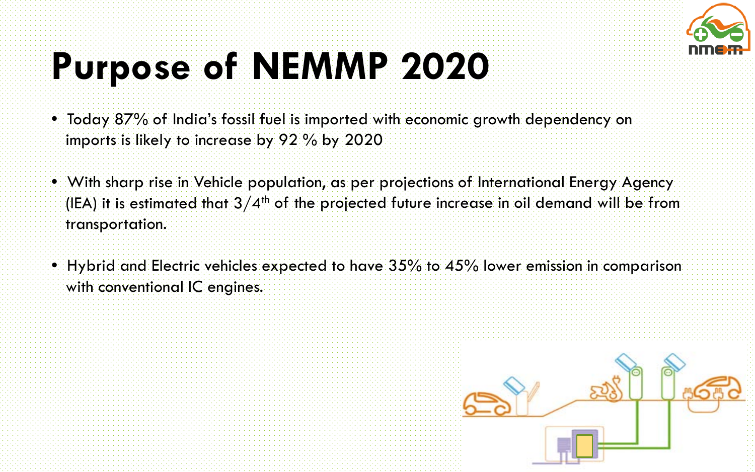# Purpose of NEMMP 2020

- Today 87% of India's fossil fuel is imported with economic growth dependency on imports is likely to increase by 92 % by 2020
- With sharp rise in Vehicle population, as per projections of International Energy Agency (IEA) it is estimated that 3/4th of the projected future increase in oil demand will be from transportation.
- Hybrid and Electric vehicles expected to have 35% to 45% lower emission in comparison with conventional IC engines.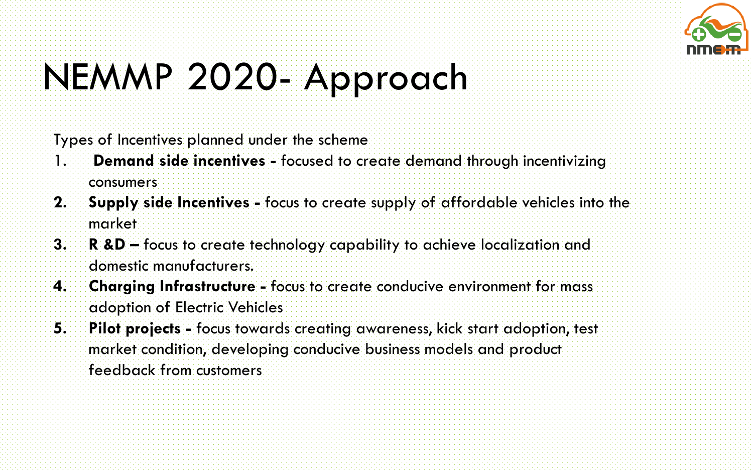# NEMMP 2020- Approach

Types of Incentives planned under the scheme

1. **Demand side incentives -** focused to create demand through incentivizing consumers
2. **Supply side Incentives -** focus to create supply of affordable vehicles into the market
3. **R &D –** focus to create technology capability to achieve localization and domestic manufacturers.
4. **Charging Infrastructure -** focus to create conducive environment for mass adoption of Electric Vehicles
5. **Pilot projects -** focus towards creating awareness, kick start adoption, test market condition, developing conducive business models and product feedback from customers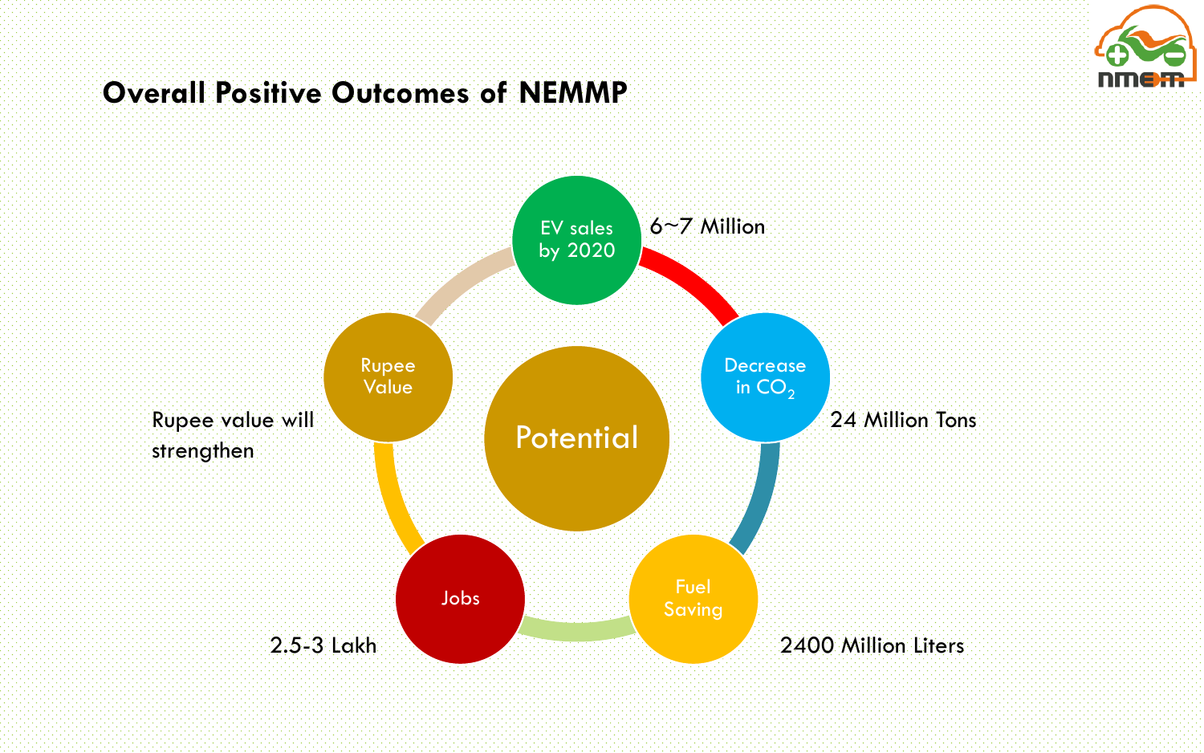## Overall Positive Outcomes of NEMMP

**Potential**

- **EV sales by 2020**: 6~7 Million
- **Decrease in $CO_2$**: 24 Million Tons
- **Fuel Saving**: 2400 Million Liters
- **Jobs**: 2.5-3 Lakh
- **Rupee Value**: Rupee value will strengthen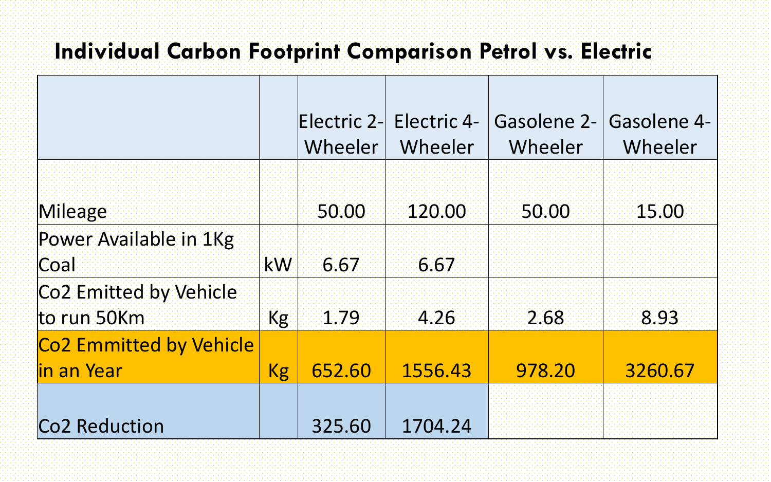# Individual Carbon Footprint Comparison Petrol vs. Electric

| | | Electric 2-Wheeler | Electric 4-Wheeler | Gasolene 2-Wheeler | Gasolene 4-Wheeler |
|---|---|---|---|---|---|
| Mileage | | 50.00 | 120.00 | 50.00 | 15.00 |
| Power Available in 1Kg Coal | kW | 6.67 | 6.67 | | |
| Co2 Emitted by Vehicle to run 50Km | Kg | 1.79 | 4.26 | 2.68 | 8.93 |
| Co2 Emmitted by Vehicle in an Year | Kg | 652.60 | 1556.43 | 978.20 | 3260.67 |
| Co2 Reduction | | 325.60 | 1704.24 | | |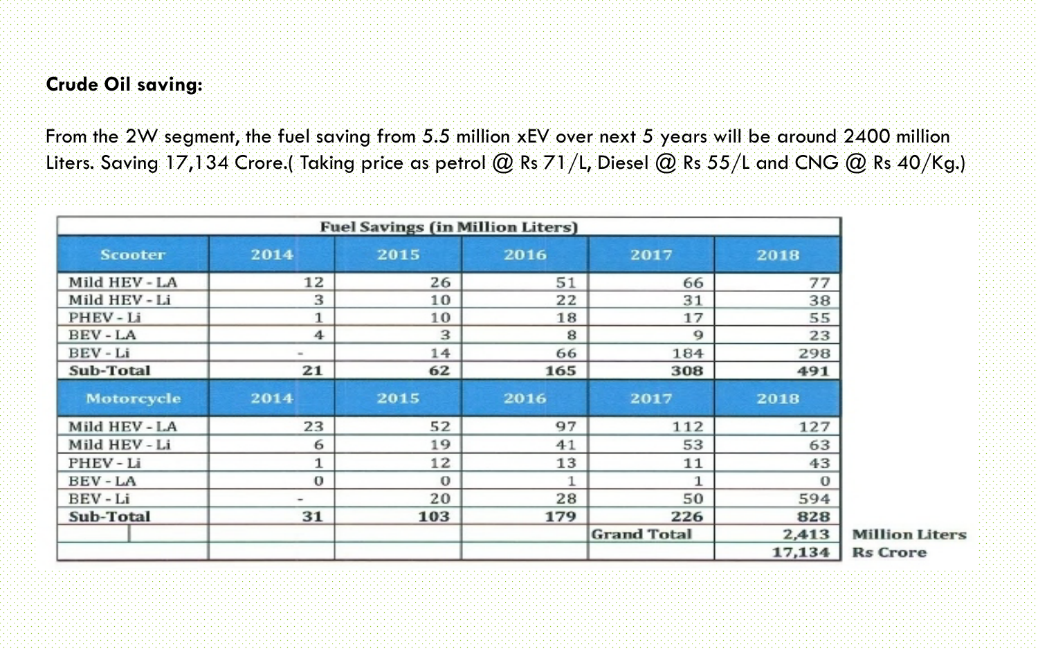**Crude Oil saving:**

From the 2W segment, the fuel saving from 5.5 million xEV over next 5 years will be around 2400 million Liters. Saving 17,134 Crore.( Taking price as petrol @ Rs 71/L, Diesel @ Rs 55/L and CNG @ Rs 40/Kg.)

| Fuel Savings (in Million Liters) | | | | | | |
|---|---|---|---|---|---|---|
| **Scooter** | **2014** | **2015** | **2016** | **2017** | **2018** | |
| Mild HEV - LA | 12 | 26 | 51 | 66 | 77 | |
| Mild HEV - Li | 3 | 10 | 22 | 31 | 38 | |
| PHEV - Li | 1 | 10 | 18 | 17 | 55 | |
| BEV - LA | 4 | 3 | 8 | 9 | 23 | |
| BEV - Li | - | 14 | 66 | 184 | 298 | |
| **Sub-Total** | **21** | **62** | **165** | **308** | **491** | |
| **Motorcycle** | **2014** | **2015** | **2016** | **2017** | **2018** | |
| Mild HEV - LA | 23 | 52 | 97 | 112 | 127 | |
| Mild HEV - Li | 6 | 19 | 41 | 53 | 63 | |
| PHEV - Li | 1 | 12 | 13 | 11 | 43 | |
| BEV - LA | 0 | 0 | 1 | 1 | 0 | |
| BEV - Li | - | 20 | 28 | 50 | 594 | |
| **Sub-Total** | **31** | **103** | **179** | **226** | **828** | |
| | | | | **Grand Total** | **2,413** | **Million Liters** |
| | | | | | **17,134** | **Rs Crore** |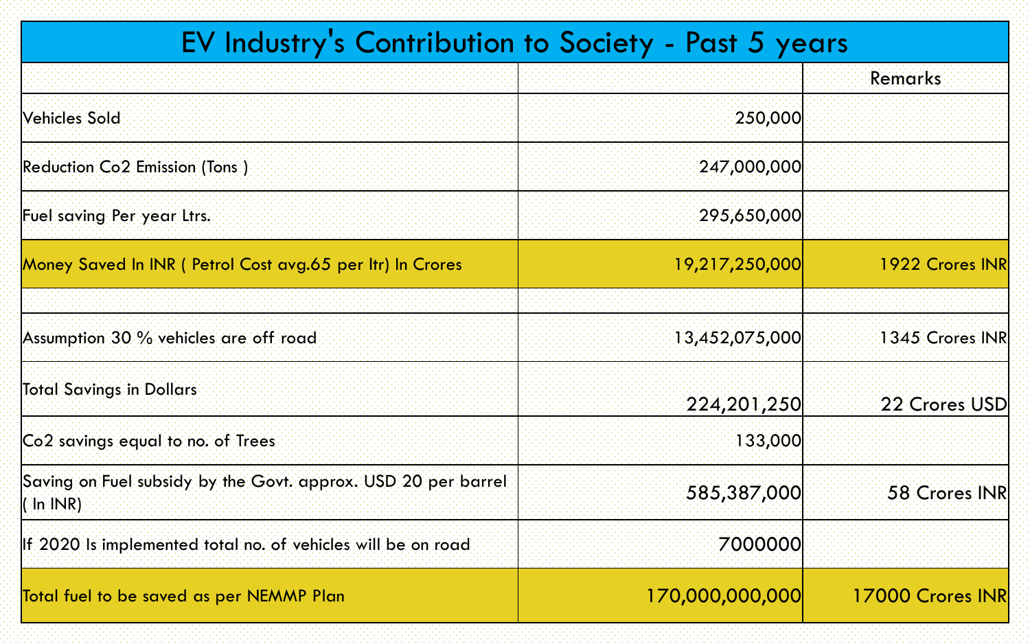# EV Industry's Contribution to Society - Past 5 years

| | | Remarks |
|---|---|---|
| Vehicles Sold | 250,000 | |
| Reduction Co2 Emission (Tons ) | 247,000,000 | |
| Fuel saving Per year Ltrs. | 295,650,000 | |
| Money Saved In INR ( Petrol Cost avg.65 per ltr) In Crores | 19,217,250,000 | 1922 Crores INR |
| | | |
| Assumption 30 % vehicles are off road | 13,452,075,000 | 1345 Crores INR |
| Total Savings in Dollars | 224,201,250 | 22 Crores USD |
| Co2 savings equal to no. of Trees | 133,000 | |
| Saving on Fuel subsidy by the Govt. approx. USD 20 per barrel ( In INR) | 585,387,000 | 58 Crores INR |
| If 2020 Is implemented total no. of vehicles will be on road | 7000000 | |
| Total fuel to be saved as per NEMMP Plan | 170,000,000,000 | 17000 Crores INR |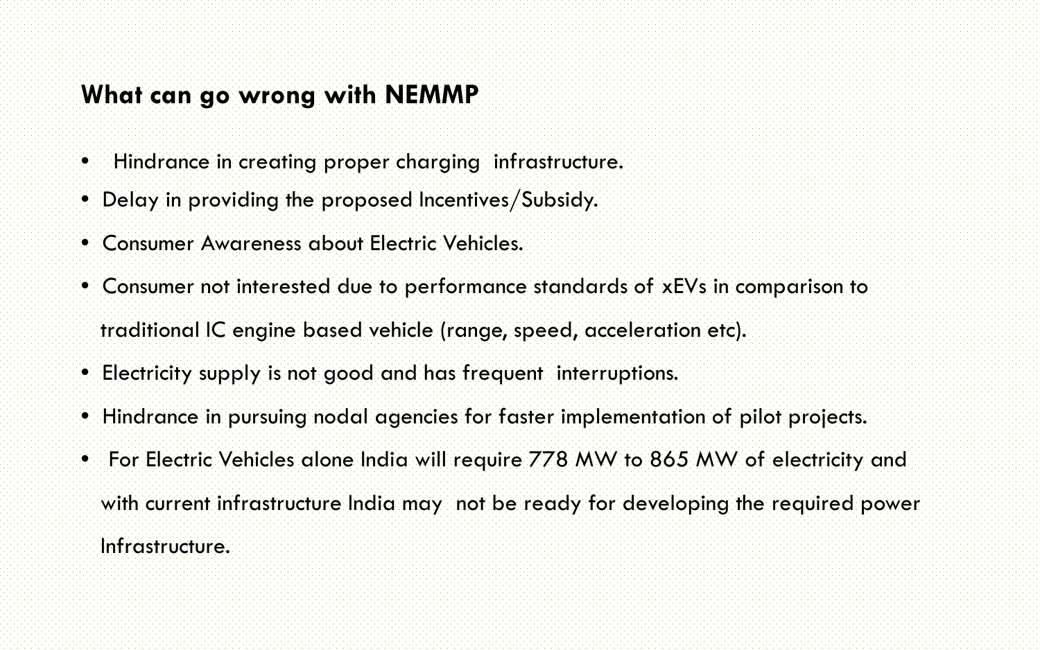## What can go wrong with NEMMP

- Hindrance in creating proper charging infrastructure.
- Delay in providing the proposed Incentives/Subsidy.
- Consumer Awareness about Electric Vehicles.
- Consumer not interested due to performance standards of xEVs in comparison to traditional IC engine based vehicle (range, speed, acceleration etc).
- Electricity supply is not good and has frequent interruptions.
- Hindrance in pursuing nodal agencies for faster implementation of pilot projects.
- For Electric Vehicles alone India will require 778 MW to 865 MW of electricity and with current infrastructure India may not be ready for developing the required power Infrastructure.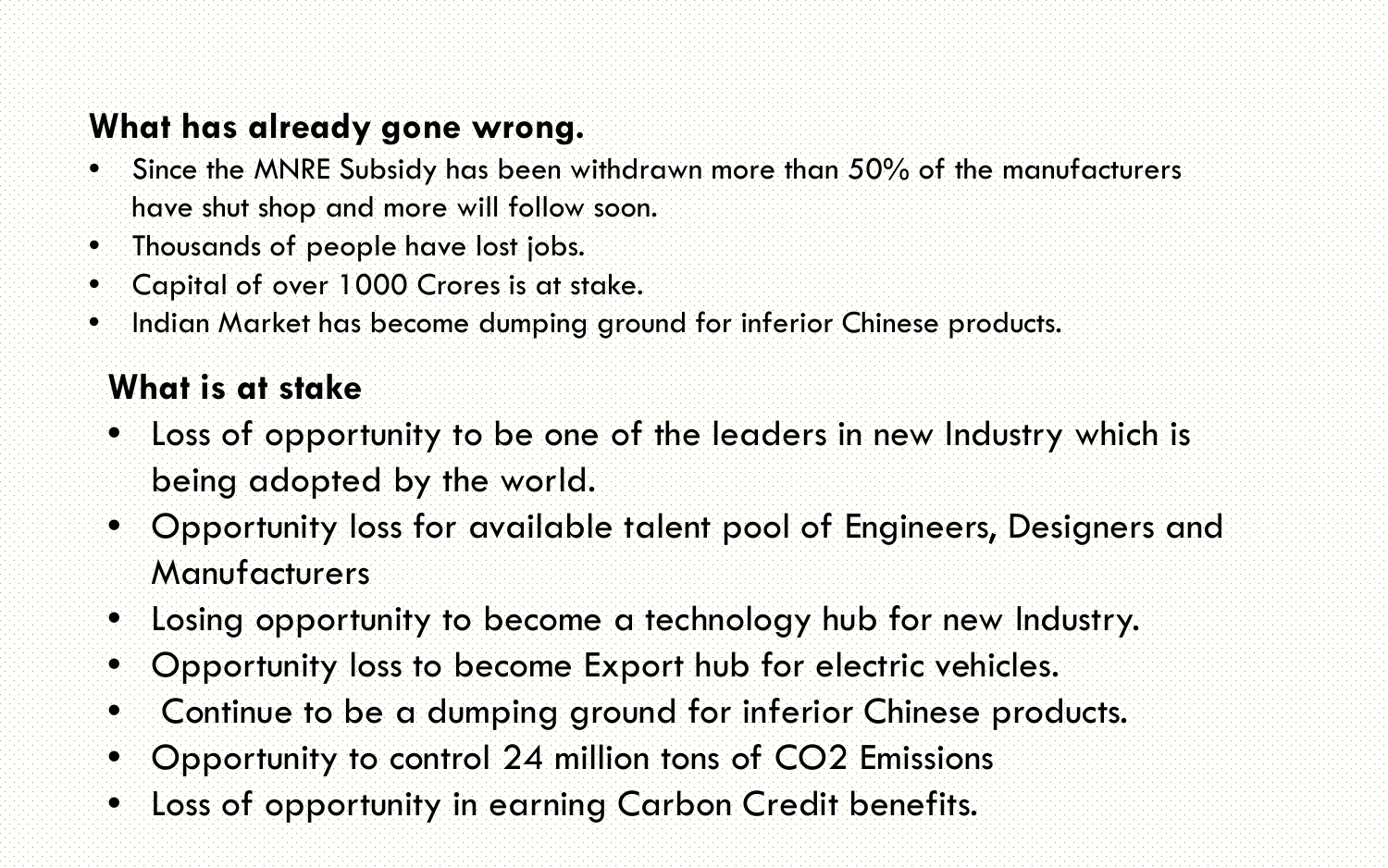## What has already gone wrong.

- Since the MNRE Subsidy has been withdrawn more than 50% of the manufacturers have shut shop and more will follow soon.
- Thousands of people have lost jobs.
- Capital of over 1000 Crores is at stake.
- Indian Market has become dumping ground for inferior Chinese products.

## What is at stake

- Loss of opportunity to be one of the leaders in new Industry which is being adopted by the world.
- Opportunity loss for available talent pool of Engineers, Designers and Manufacturers
- Losing opportunity to become a technology hub for new Industry.
- Opportunity loss to become Export hub for electric vehicles.
- Continue to be a dumping ground for inferior Chinese products.
- Opportunity to control 24 million tons of $CO_2$ Emissions
- Loss of opportunity in earning Carbon Credit benefits.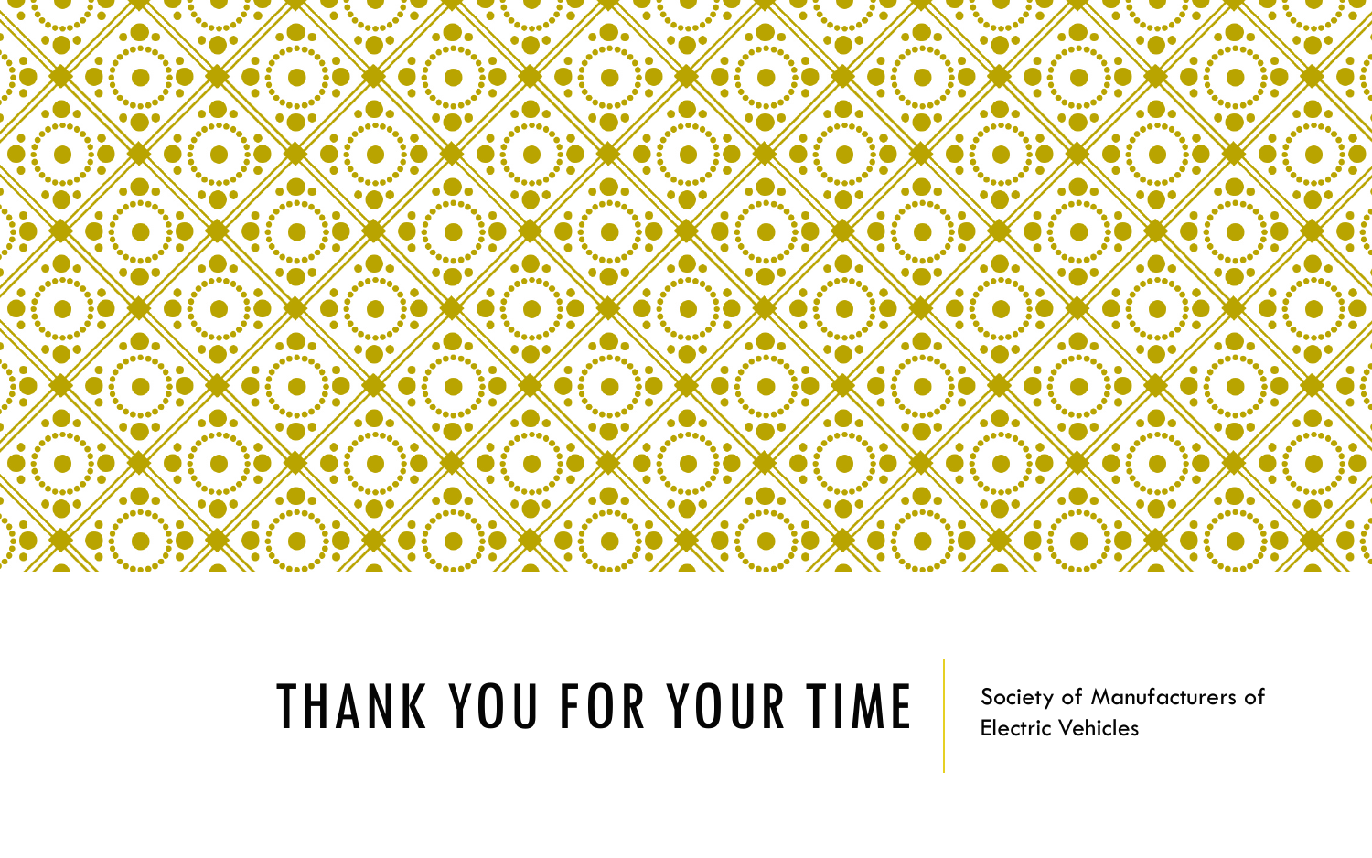# THANK YOU FOR YOUR TIME

Society of Manufacturers of Electric Vehicles